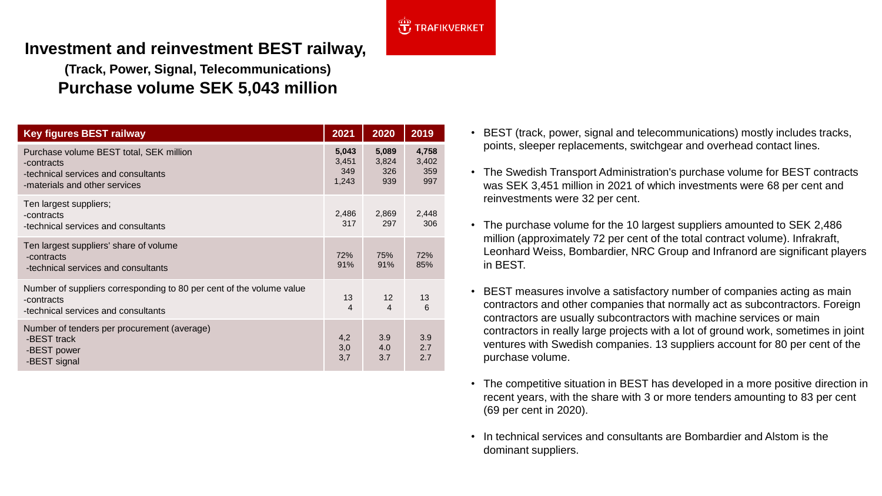# Investment and reinvestment BEST railway,

### (Track, Power, Signal, Telecommunications)

## Purchase volume SEK 5,043 million

| Key figures BEST railway | 2021 | 2020 | 2019 |
|---|---|---|---|
| Purchase volume BEST total, SEK million | **5,043** | **5,089** | **4,758** |
| -contracts | 3,451 | 3,824 | 3,402 |
| -technical services and consultants | 349 | 326 | 359 |
| -materials and other services | 1,243 | 939 | 997 |
| Ten largest suppliers; | | | |
| -contracts | 2,486 | 2,869 | 2,448 |
| -technical services and consultants | 317 | 297 | 306 |
| Ten largest suppliers' share of volume | | | |
| -contracts | 72% | 75% | 72% |
| -technical services and consultants | 91% | 91% | 85% |
| Number of suppliers corresponding to 80 per cent of the volume value | | | |
| -contracts | 13 | 12 | 13 |
| -technical services and consultants | 4 | 4 | 6 |
| Number of tenders per procurement (average) | | | |
| -BEST track | 4,2 | 3.9 | 3.9 |
| -BEST power | 3,0 | 4.0 | 2.7 |
| -BEST signal | 3,7 | 3.7 | 2.7 |

- BEST (track, power, signal and telecommunications) mostly includes tracks, points, sleeper replacements, switchgear and overhead contact lines.
- The Swedish Transport Administration's purchase volume for BEST contracts was SEK 3,451 million in 2021 of which investments were 68 per cent and reinvestments were 32 per cent.
- The purchase volume for the 10 largest suppliers amounted to SEK 2,486 million (approximately 72 per cent of the total contract volume). Infrakraft, Leonhard Weiss, Bombardier, NRC Group and Infranord are significant players in BEST.
- BEST measures involve a satisfactory number of companies acting as main contractors and other companies that normally act as subcontractors. Foreign contractors are usually subcontractors with machine services or main contractors in really large projects with a lot of ground work, sometimes in joint ventures with Swedish companies. 13 suppliers account for 80 per cent of the purchase volume.
- The competitive situation in BEST has developed in a more positive direction in recent years, with the share with 3 or more tenders amounting to 83 per cent (69 per cent in 2020).
- In technical services and consultants are Bombardier and Alstom is the dominant suppliers.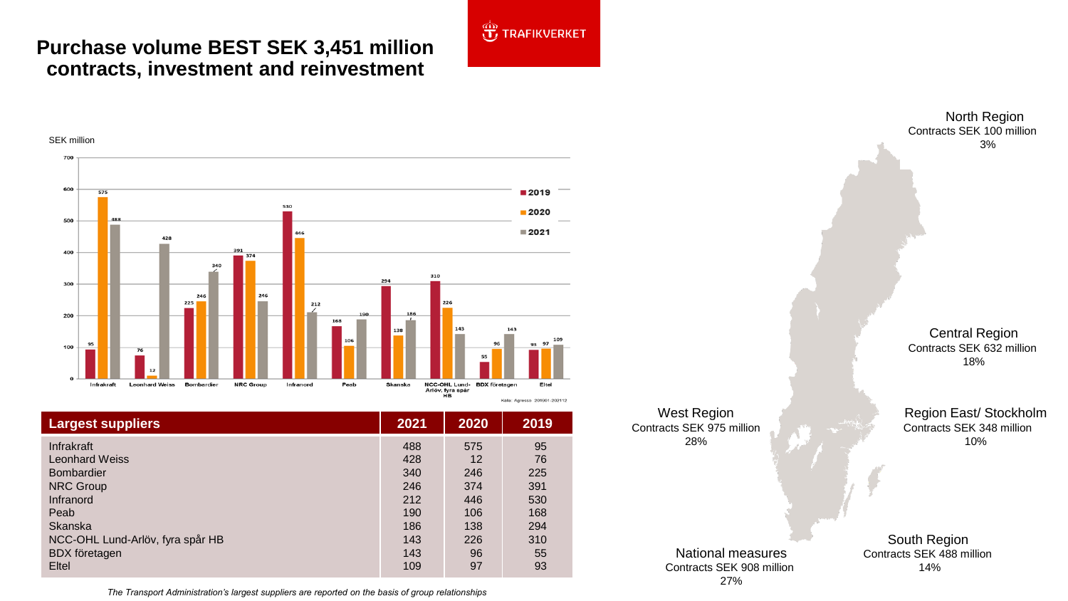# Purchase volume BEST SEK 3,451 million contracts, investment and reinvestment

TRAFIKVERKET

SEK million

| Supplier | 2019 | 2020 | 2021 |
|---|---|---|---|
| Infrakraft | 95 | 575 | 488 |
| Leonhard Weiss | 76 | 12 | 428 |
| Bombardier | 225 | 246 | 340 |
| NRC Group | 391 | 374 | 246 |
| Infranord | 530 | 446 | 212 |
| Peab | 168 | 106 | 190 |
| Skanska | 294 | 138 | 186 |
| NCC-OHL Lund-Arlöv, fyra spår HB | 310 | 226 | 143 |
| BDX företagen | 55 | 96 | 143 |
| Eltel | 93 | 97 | 109 |

Källa: Agresso 201901-202112

| Largest suppliers | 2021 | 2020 | 2019 |
|---|---|---|---|
| Infrakraft | 488 | 575 | 95 |
| Leonhard Weiss | 428 | 12 | 76 |
| Bombardier | 340 | 246 | 225 |
| NRC Group | 246 | 374 | 391 |
| Infranord | 212 | 446 | 530 |
| Peab | 190 | 106 | 168 |
| Skanska | 186 | 138 | 294 |
| NCC-OHL Lund-Arlöv, fyra spår HB | 143 | 226 | 310 |
| BDX företagen | 143 | 96 | 55 |
| Eltel | 109 | 97 | 93 |

*The Transport Administration's largest suppliers are reported on the basis of group relationships*

**North Region**
Contracts SEK 100 million
3%

**Central Region**
Contracts SEK 632 million
18%

**West Region**
Contracts SEK 975 million
28%

**Region East/ Stockholm**
Contracts SEK 348 million
10%

**National measures**
Contracts SEK 908 million
27%

**South Region**
Contracts SEK 488 million
14%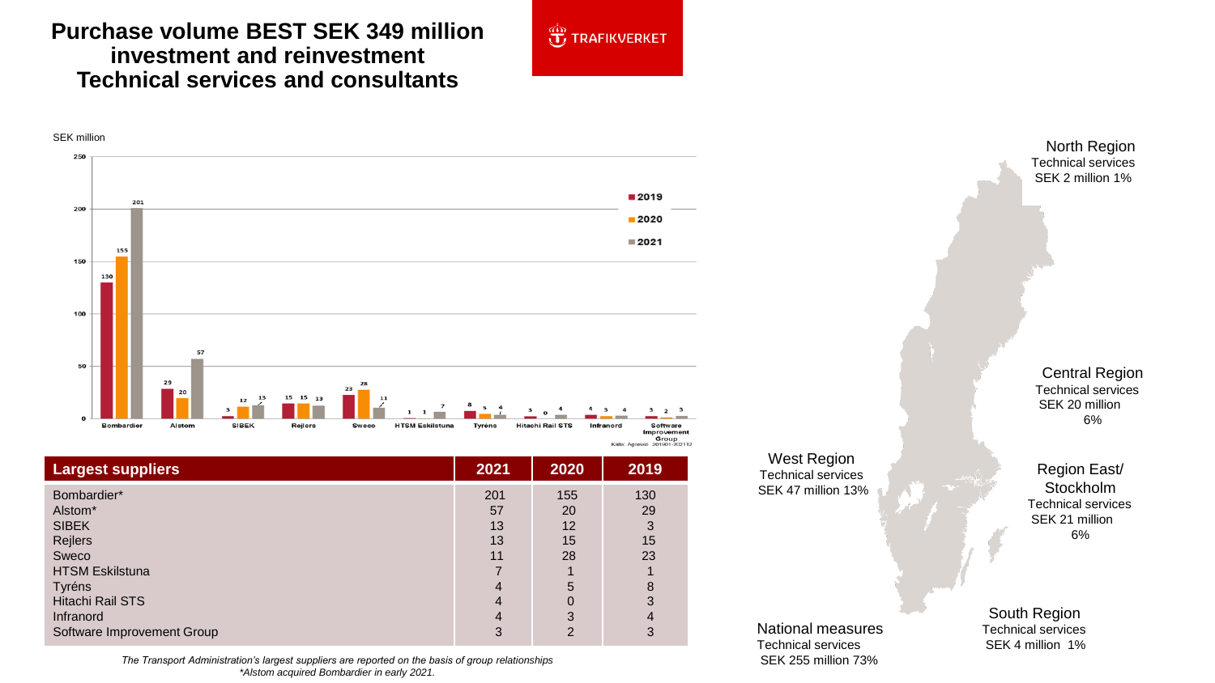# Purchase volume BEST SEK 349 million investment and reinvestment Technical services and consultants

TRAFIKVERKET

SEK million

| Largest suppliers | 2021 | 2020 | 2019 |
|---|---|---|---|
| Bombardier* | 201 | 155 | 130 |
| Alstom* | 57 | 20 | 29 |
| SIBEK | 13 | 12 | 3 |
| Rejlers | 13 | 15 | 15 |
| Sweco | 11 | 28 | 23 |
| HTSM Eskilstuna | 7 | 1 | 1 |
| Tyréns | 4 | 5 | 8 |
| Hitachi Rail STS | 4 | 0 | 3 |
| Infranord | 4 | 3 | 4 |
| Software Improvement Group | 3 | 2 | 3 |

Källa: Agresso 201901-202112

*The Transport Administration's largest suppliers are reported on the basis of group relationships*
*\*Alstom acquired Bombardier in early 2021.*

**North Region**
Technical services
SEK 2 million 1%

**Central Region**
Technical services
SEK 20 million
6%

**West Region**
Technical services
SEK 47 million 13%

**Region East/ Stockholm**
Technical services
SEK 21 million
6%

**National measures**
Technical services
SEK 255 million 73%

**South Region**
Technical services
SEK 4 million 1%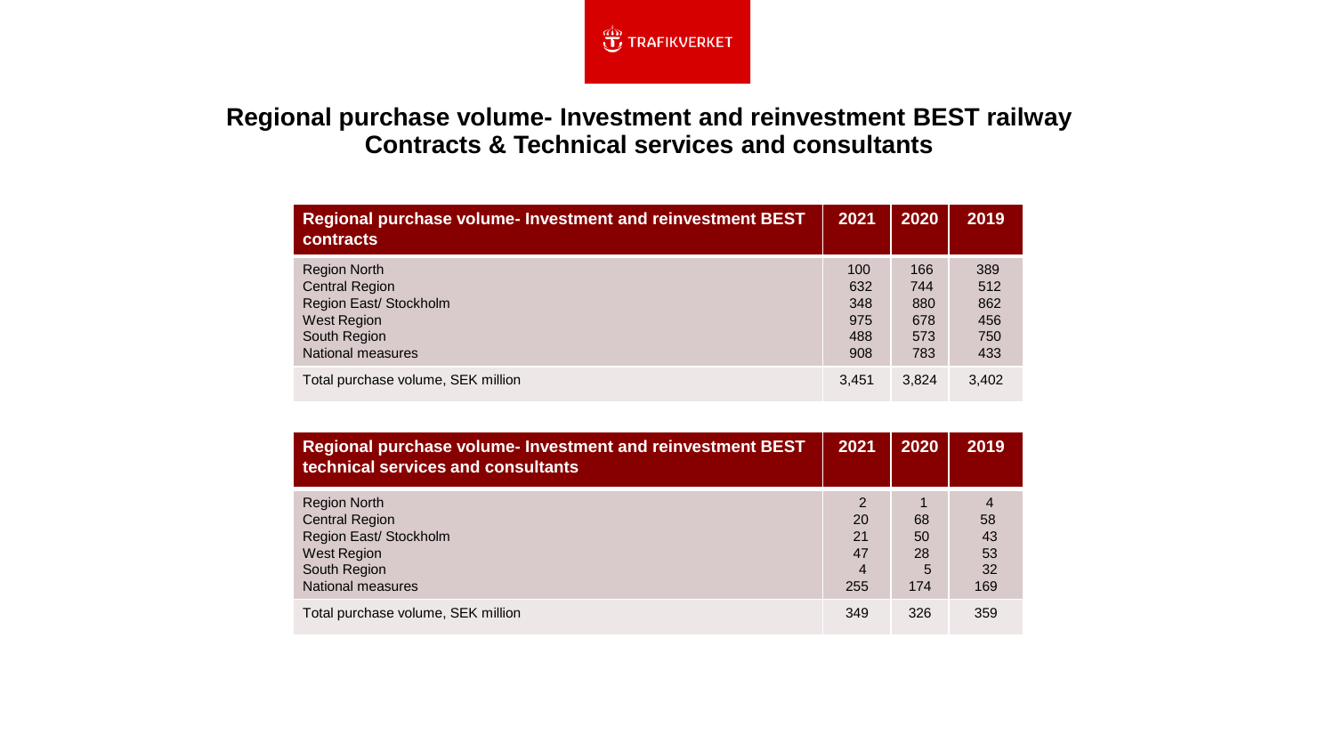# Regional purchase volume- Investment and reinvestment BEST railway Contracts & Technical services and consultants

| Regional purchase volume- Investment and reinvestment BEST contracts | 2021 | 2020 | 2019 |
|---|---|---|---|
| Region North | 100 | 166 | 389 |
| Central Region | 632 | 744 | 512 |
| Region East/ Stockholm | 348 | 880 | 862 |
| West Region | 975 | 678 | 456 |
| South Region | 488 | 573 | 750 |
| National measures | 908 | 783 | 433 |
| Total purchase volume, SEK million | 3,451 | 3,824 | 3,402 |

| Regional purchase volume- Investment and reinvestment BEST technical services and consultants | 2021 | 2020 | 2019 |
|---|---|---|---|
| Region North | 2 | 1 | 4 |
| Central Region | 20 | 68 | 58 |
| Region East/ Stockholm | 21 | 50 | 43 |
| West Region | 47 | 28 | 53 |
| South Region | 4 | 5 | 32 |
| National measures | 255 | 174 | 169 |
| Total purchase volume, SEK million | 349 | 326 | 359 |